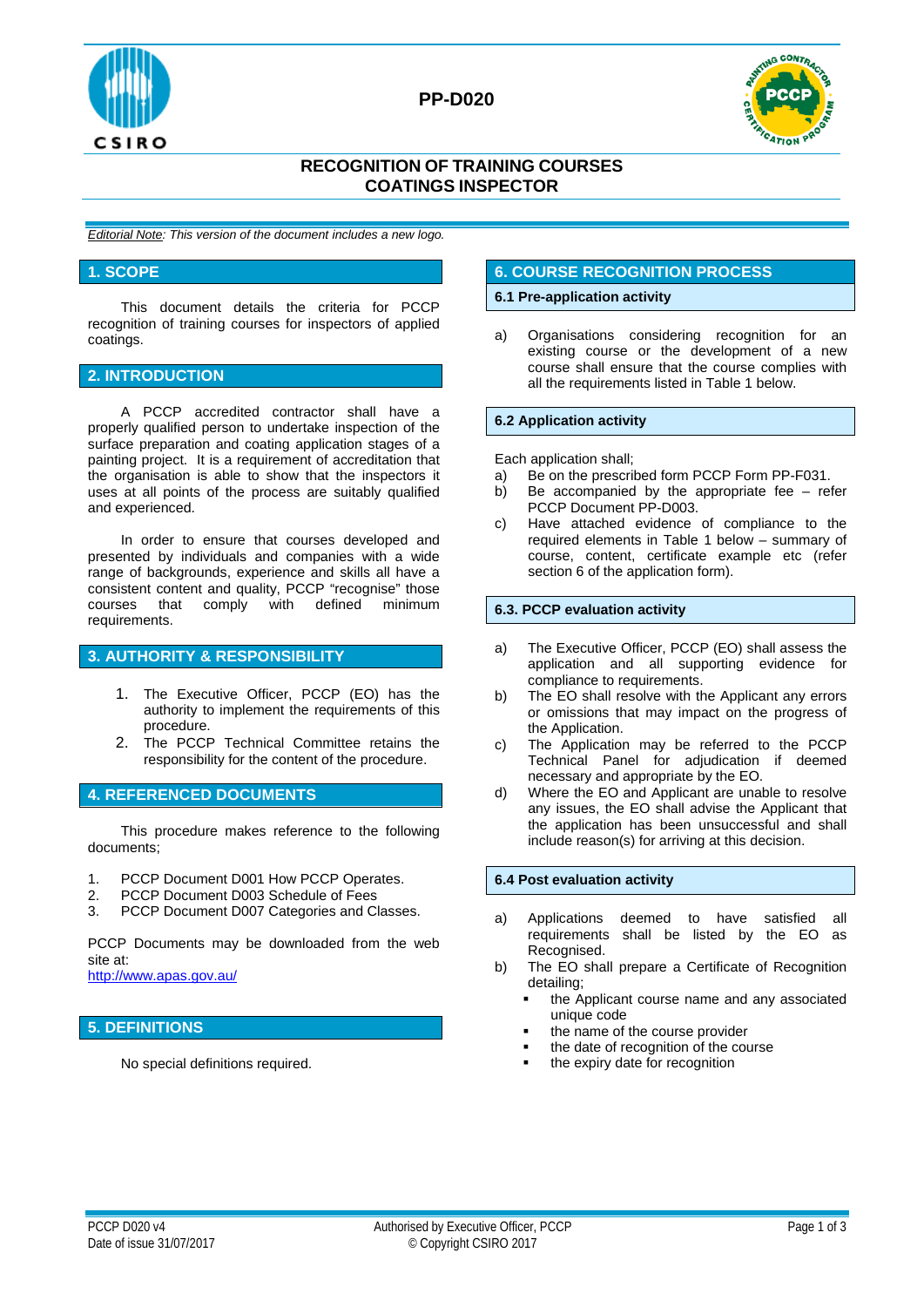# PP-D020

## RECOGNITION OF TRAINING COURSES
## COATINGS INSPECTOR

*Editorial Note: This version of the document includes a new logo.*

## 1. SCOPE

This document details the criteria for PCCP recognition of training courses for inspectors of applied coatings.

## 2. INTRODUCTION

A PCCP accredited contractor shall have a properly qualified person to undertake inspection of the surface preparation and coating application stages of a painting project. It is a requirement of accreditation that the organisation is able to show that the inspectors it uses at all points of the process are suitably qualified and experienced.

In order to ensure that courses developed and presented by individuals and companies with a wide range of backgrounds, experience and skills all have a consistent content and quality, PCCP "recognise" those courses that comply with defined minimum requirements.

## 3. AUTHORITY & RESPONSIBILITY

1. The Executive Officer, PCCP (EO) has the authority to implement the requirements of this procedure.
2. The PCCP Technical Committee retains the responsibility for the content of the procedure.

## 4. REFERENCED DOCUMENTS

This procedure makes reference to the following documents;

1. PCCP Document D001 How PCCP Operates.
2. PCCP Document D003 Schedule of Fees
3. PCCP Document D007 Categories and Classes.

PCCP Documents may be downloaded from the web site at:
http://www.apas.gov.au/

## 5. DEFINITIONS

No special definitions required.

## 6. COURSE RECOGNITION PROCESS

### 6.1 Pre-application activity

a) Organisations considering recognition for an existing course or the development of a new course shall ensure that the course complies with all the requirements listed in Table 1 below.

### 6.2 Application activity

Each application shall;

a) Be on the prescribed form PCCP Form PP-F031.
b) Be accompanied by the appropriate fee – refer PCCP Document PP-D003.
c) Have attached evidence of compliance to the required elements in Table 1 below – summary of course, content, certificate example etc (refer section 6 of the application form).

### 6.3. PCCP evaluation activity

a) The Executive Officer, PCCP (EO) shall assess the application and all supporting evidence for compliance to requirements.
b) The EO shall resolve with the Applicant any errors or omissions that may impact on the progress of the Application.
c) The Application may be referred to the PCCP Technical Panel for adjudication if deemed necessary and appropriate by the EO.
d) Where the EO and Applicant are unable to resolve any issues, the EO shall advise the Applicant that the application has been unsuccessful and shall include reason(s) for arriving at this decision.

### 6.4 Post evaluation activity

a) Applications deemed to have satisfied all requirements shall be listed by the EO as Recognised.
b) The EO shall prepare a Certificate of Recognition detailing;
   - the Applicant course name and any associated unique code
   - the name of the course provider
   - the date of recognition of the course
   - the expiry date for recognition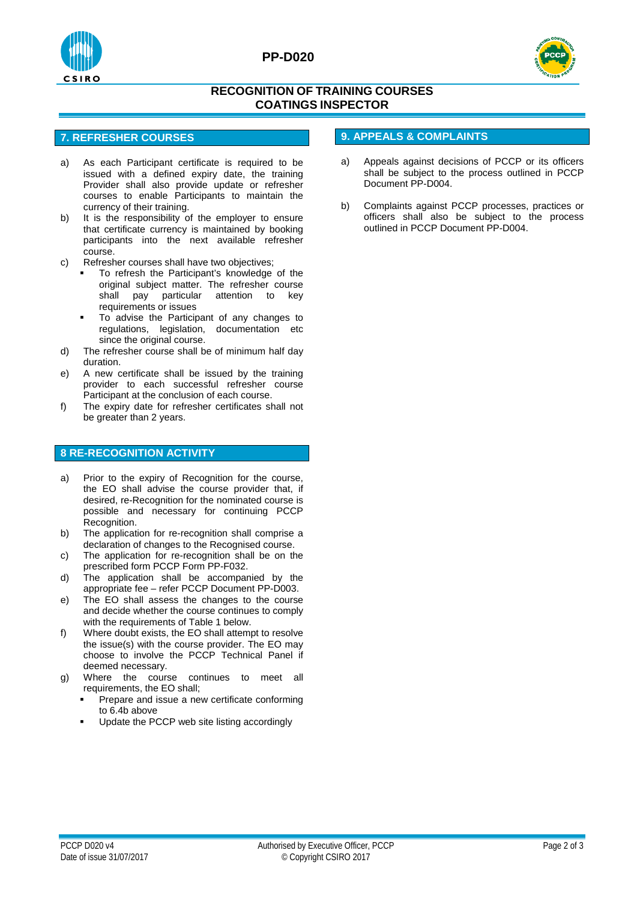## 7. REFRESHER COURSES

a) As each Participant certificate is required to be issued with a defined expiry date, the training Provider shall also provide update or refresher courses to enable Participants to maintain the currency of their training.

b) It is the responsibility of the employer to ensure that certificate currency is maintained by booking participants into the next available refresher course.

c) Refresher courses shall have two objectives;
   - To refresh the Participant's knowledge of the original subject matter. The refresher course shall pay particular attention to key requirements or issues
   - To advise the Participant of any changes to regulations, legislation, documentation etc since the original course.

d) The refresher course shall be of minimum half day duration.

e) A new certificate shall be issued by the training provider to each successful refresher course Participant at the conclusion of each course.

f) The expiry date for refresher certificates shall not be greater than 2 years.

## 8 RE-RECOGNITION ACTIVITY

a) Prior to the expiry of Recognition for the course, the EO shall advise the course provider that, if desired, re-Recognition for the nominated course is possible and necessary for continuing PCCP Recognition.

b) The application for re-recognition shall comprise a declaration of changes to the Recognised course.

c) The application for re-recognition shall be on the prescribed form PCCP Form PP-F032.

d) The application shall be accompanied by the appropriate fee – refer PCCP Document PP-D003.

e) The EO shall assess the changes to the course and decide whether the course continues to comply with the requirements of Table 1 below.

f) Where doubt exists, the EO shall attempt to resolve the issue(s) with the course provider. The EO may choose to involve the PCCP Technical Panel if deemed necessary.

g) Where the course continues to meet all requirements, the EO shall;
   - Prepare and issue a new certificate conforming to 6.4b above
   - Update the PCCP web site listing accordingly

## 9. APPEALS & COMPLAINTS

a) Appeals against decisions of PCCP or its officers shall be subject to the process outlined in PCCP Document PP-D004.

b) Complaints against PCCP processes, practices or officers shall also be subject to the process outlined in PCCP Document PP-D004.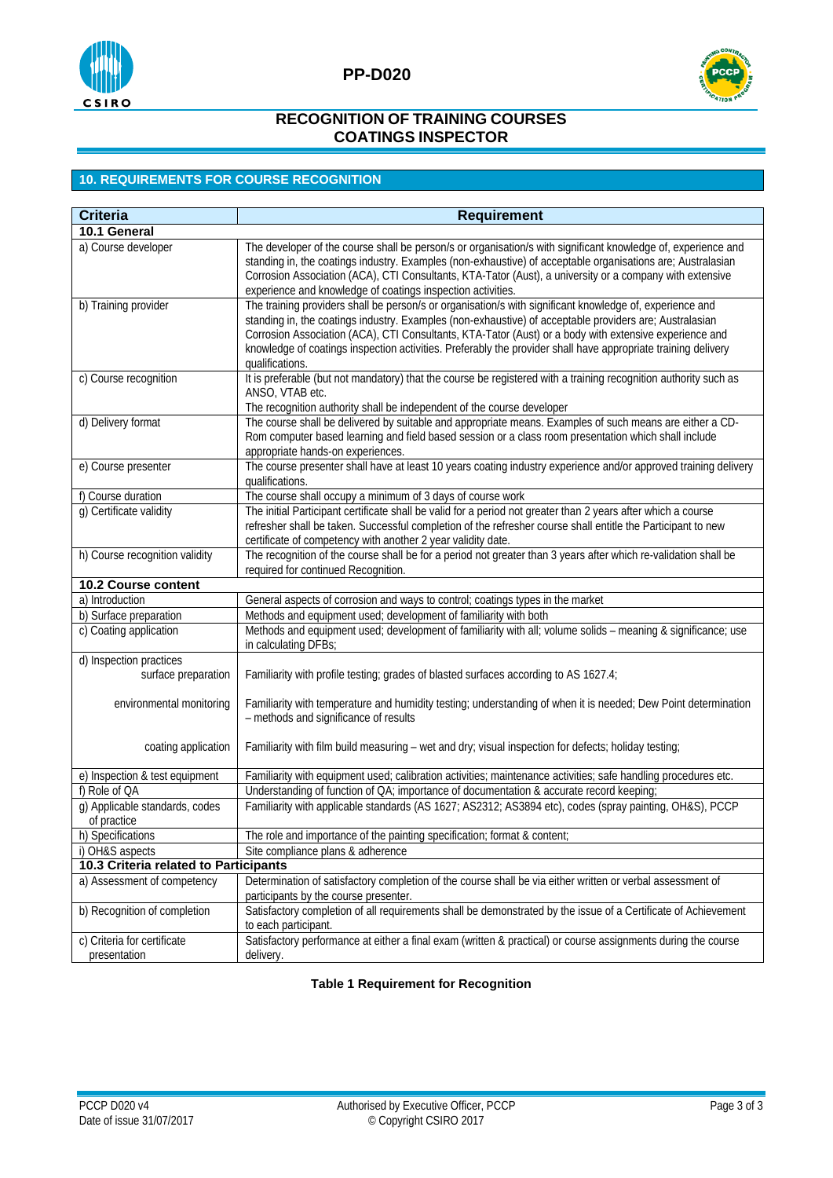# RECOGNITION OF TRAINING COURSES
# COATINGS INSPECTOR

## 10. REQUIREMENTS FOR COURSE RECOGNITION

| Criteria | Requirement |
|---|---|
| **10.1 General** | |
| a) Course developer | The developer of the course shall be person/s or organisation/s with significant knowledge of, experience and standing in, the coatings industry. Examples (non-exhaustive) of acceptable organisations are; Australasian Corrosion Association (ACA), CTI Consultants, KTA-Tator (Aust), a university or a company with extensive experience and knowledge of coatings inspection activities. |
| b) Training provider | The training providers shall be person/s or organisation/s with significant knowledge of, experience and standing in, the coatings industry. Examples (non-exhaustive) of acceptable providers are; Australasian Corrosion Association (ACA), CTI Consultants, KTA-Tator (Aust) or a body with extensive experience and knowledge of coatings inspection activities. Preferably the provider shall have appropriate training delivery qualifications. |
| c) Course recognition | It is preferable (but not mandatory) that the course be registered with a training recognition authority such as ANSO, VTAB etc.<br>The recognition authority shall be independent of the course developer |
| d) Delivery format | The course shall be delivered by suitable and appropriate means. Examples of such means are either a CD-Rom computer based learning and field based session or a class room presentation which shall include appropriate hands-on experiences. |
| e) Course presenter | The course presenter shall have at least 10 years coating industry experience and/or approved training delivery qualifications. |
| f) Course duration | The course shall occupy a minimum of 3 days of course work |
| g) Certificate validity | The initial Participant certificate shall be valid for a period not greater than 2 years after which a course refresher shall be taken. Successful completion of the refresher course shall entitle the Participant to new certificate of competency with another 2 year validity date. |
| h) Course recognition validity | The recognition of the course shall be for a period not greater than 3 years after which re-validation shall be required for continued Recognition. |
| **10.2 Course content** | |
| a) Introduction | General aspects of corrosion and ways to control; coatings types in the market |
| b) Surface preparation | Methods and equipment used; development of familiarity with both |
| c) Coating application | Methods and equipment used; development of familiarity with all; volume solids – meaning & significance; use in calculating DFBs; |
| d) Inspection practices<br>surface preparation | Familiarity with profile testing; grades of blasted surfaces according to AS 1627.4; |
| environmental monitoring | Familiarity with temperature and humidity testing; understanding of when it is needed; Dew Point determination – methods and significance of results |
| coating application | Familiarity with film build measuring – wet and dry; visual inspection for defects; holiday testing; |
| e) Inspection & test equipment | Familiarity with equipment used; calibration activities; maintenance activities; safe handling procedures etc. |
| f) Role of QA | Understanding of function of QA; importance of documentation & accurate record keeping; |
| g) Applicable standards, codes of practice | Familiarity with applicable standards (AS 1627; AS2312; AS3894 etc), codes (spray painting, OH&S), PCCP |
| h) Specifications | The role and importance of the painting specification; format & content; |
| i) OH&S aspects | Site compliance plans & adherence |
| **10.3 Criteria related to Participants** | |
| a) Assessment of competency | Determination of satisfactory completion of the course shall be via either written or verbal assessment of participants by the course presenter. |
| b) Recognition of completion | Satisfactory completion of all requirements shall be demonstrated by the issue of a Certificate of Achievement to each participant. |
| c) Criteria for certificate presentation | Satisfactory performance at either a final exam (written & practical) or course assignments during the course delivery. |

**Table 1 Requirement for Recognition**

PCCP D020 v4
Date of issue 31/07/2017

Authorised by Executive Officer, PCCP
© Copyright CSIRO 2017